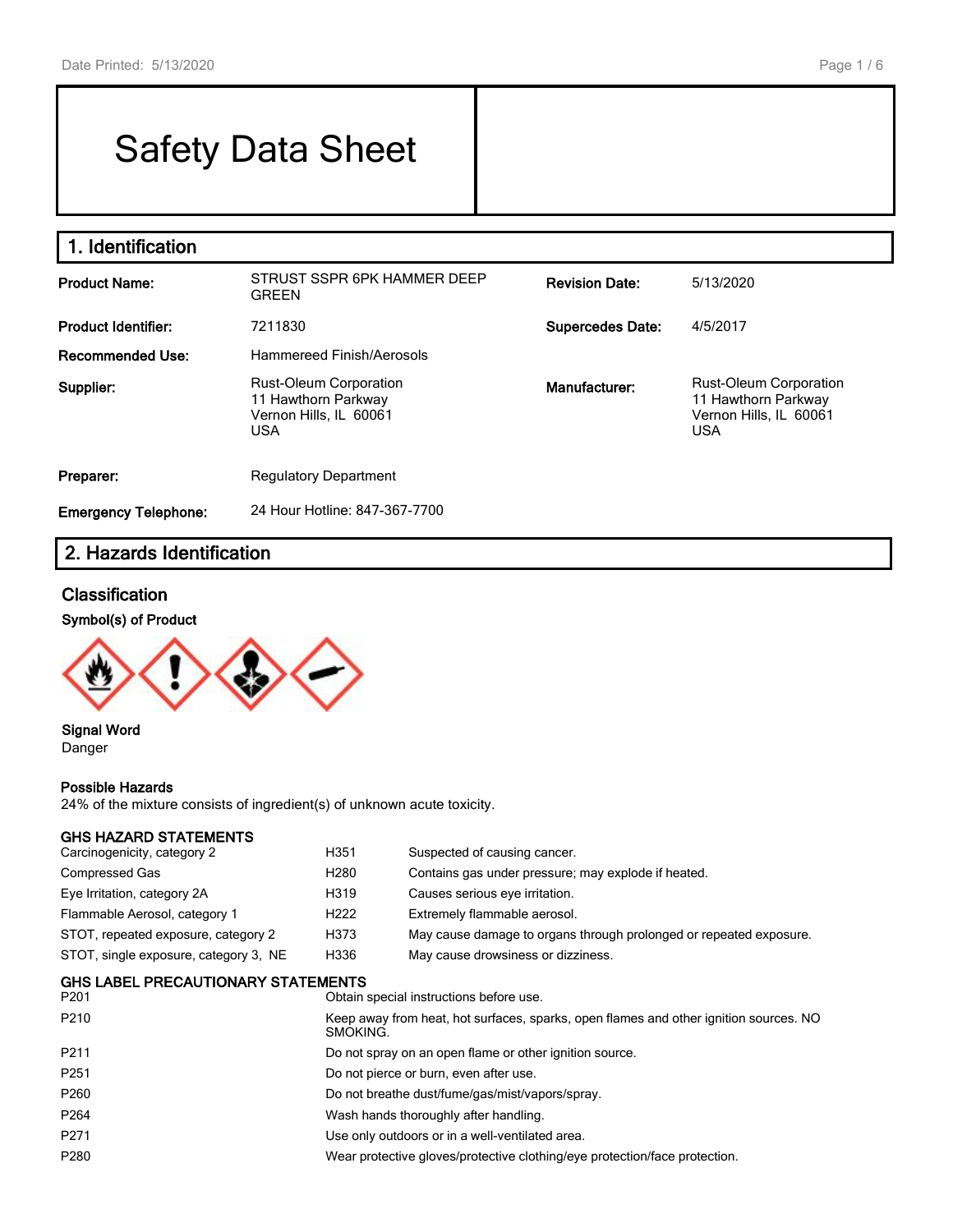# Safety Data Sheet

## 1. Identification

| | | | |
|---|---|---|---|
| **Product Name:** | STRUST SSPR 6PK HAMMER DEEP GREEN | **Revision Date:** | 5/13/2020 |
| **Product Identifier:** | 7211830 | **Supercedes Date:** | 4/5/2017 |
| **Recommended Use:** | Hammereed Finish/Aerosols | | |
| **Supplier:** | Rust-Oleum Corporation<br>11 Hawthorn Parkway<br>Vernon Hills, IL 60061<br>USA | **Manufacturer:** | Rust-Oleum Corporation<br>11 Hawthorn Parkway<br>Vernon Hills, IL 60061<br>USA |
| **Preparer:** | Regulatory Department | | |
| **Emergency Telephone:** | 24 Hour Hotline: 847-367-7700 | | |

## 2. Hazards Identification

### Classification

**Symbol(s) of Product**

**Signal Word**
Danger

**Possible Hazards**
24% of the mixture consists of ingredient(s) of unknown acute toxicity.

**GHS HAZARD STATEMENTS**

| | | |
|---|---|---|
| Carcinogenicity, category 2 | H351 | Suspected of causing cancer. |
| Compressed Gas | H280 | Contains gas under pressure; may explode if heated. |
| Eye Irritation, category 2A | H319 | Causes serious eye irritation. |
| Flammable Aerosol, category 1 | H222 | Extremely flammable aerosol. |
| STOT, repeated exposure, category 2 | H373 | May cause damage to organs through prolonged or repeated exposure. |
| STOT, single exposure, category 3, NE | H336 | May cause drowsiness or dizziness. |

**GHS LABEL PRECAUTIONARY STATEMENTS**

| | |
|---|---|
| P201 | Obtain special instructions before use. |
| P210 | Keep away from heat, hot surfaces, sparks, open flames and other ignition sources. NO SMOKING. |
| P211 | Do not spray on an open flame or other ignition source. |
| P251 | Do not pierce or burn, even after use. |
| P260 | Do not breathe dust/fume/gas/mist/vapors/spray. |
| P264 | Wash hands thoroughly after handling. |
| P271 | Use only outdoors or in a well-ventilated area. |
| P280 | Wear protective gloves/protective clothing/eye protection/face protection. |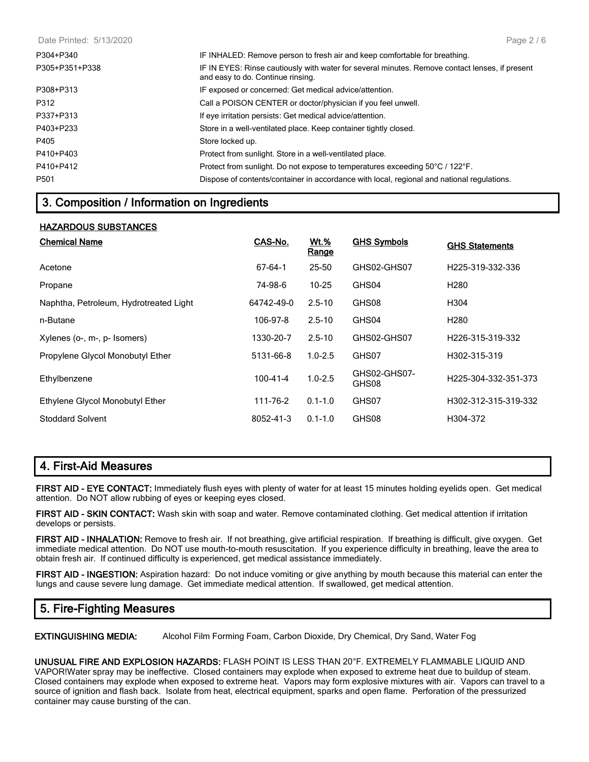| | |
|---|---|
| P304+P340 | IF INHALED: Remove person to fresh air and keep comfortable for breathing. |
| P305+P351+P338 | IF IN EYES: Rinse cautiously with water for several minutes. Remove contact lenses, if present and easy to do. Continue rinsing. |
| P308+P313 | IF exposed or concerned: Get medical advice/attention. |
| P312 | Call a POISON CENTER or doctor/physician if you feel unwell. |
| P337+P313 | If eye irritation persists: Get medical advice/attention. |
| P403+P233 | Store in a well-ventilated place. Keep container tightly closed. |
| P405 | Store locked up. |
| P410+P403 | Protect from sunlight. Store in a well-ventilated place. |
| P410+P412 | Protect from sunlight. Do not expose to temperatures exceeding 50°C / 122°F. |
| P501 | Dispose of contents/container in accordance with local, regional and national regulations. |

## 3. Composition / Information on Ingredients

**HAZARDOUS SUBSTANCES**

| Chemical Name | CAS-No. | Wt.% Range | GHS Symbols | GHS Statements |
|---|---|---|---|---|
| Acetone | 67-64-1 | 25-50 | GHS02-GHS07 | H225-319-332-336 |
| Propane | 74-98-6 | 10-25 | GHS04 | H280 |
| Naphtha, Petroleum, Hydrotreated Light | 64742-49-0 | 2.5-10 | GHS08 | H304 |
| n-Butane | 106-97-8 | 2.5-10 | GHS04 | H280 |
| Xylenes (o-, m-, p- Isomers) | 1330-20-7 | 2.5-10 | GHS02-GHS07 | H226-315-319-332 |
| Propylene Glycol Monobutyl Ether | 5131-66-8 | 1.0-2.5 | GHS07 | H302-315-319 |
| Ethylbenzene | 100-41-4 | 1.0-2.5 | GHS02-GHS07-GHS08 | H225-304-332-351-373 |
| Ethylene Glycol Monobutyl Ether | 111-76-2 | 0.1-1.0 | GHS07 | H302-312-315-319-332 |
| Stoddard Solvent | 8052-41-3 | 0.1-1.0 | GHS08 | H304-372 |

## 4. First-Aid Measures

**FIRST AID - EYE CONTACT:** Immediately flush eyes with plenty of water for at least 15 minutes holding eyelids open. Get medical attention. Do NOT allow rubbing of eyes or keeping eyes closed.

**FIRST AID - SKIN CONTACT:** Wash skin with soap and water. Remove contaminated clothing. Get medical attention if irritation develops or persists.

**FIRST AID - INHALATION:** Remove to fresh air. If not breathing, give artificial respiration. If breathing is difficult, give oxygen. Get immediate medical attention. Do NOT use mouth-to-mouth resuscitation. If you experience difficulty in breathing, leave the area to obtain fresh air. If continued difficulty is experienced, get medical assistance immediately.

**FIRST AID - INGESTION:** Aspiration hazard: Do not induce vomiting or give anything by mouth because this material can enter the lungs and cause severe lung damage. Get immediate medical attention. If swallowed, get medical attention.

## 5. Fire-Fighting Measures

**EXTINGUISHING MEDIA:** Alcohol Film Forming Foam, Carbon Dioxide, Dry Chemical, Dry Sand, Water Fog

**UNUSUAL FIRE AND EXPLOSION HAZARDS:** FLASH POINT IS LESS THAN 20°F. EXTREMELY FLAMMABLE LIQUID AND VAPOR!Water spray may be ineffective. Closed containers may explode when exposed to extreme heat due to buildup of steam. Closed containers may explode when exposed to extreme heat. Vapors may form explosive mixtures with air. Vapors can travel to a source of ignition and flash back. Isolate from heat, electrical equipment, sparks and open flame. Perforation of the pressurized container may cause bursting of the can.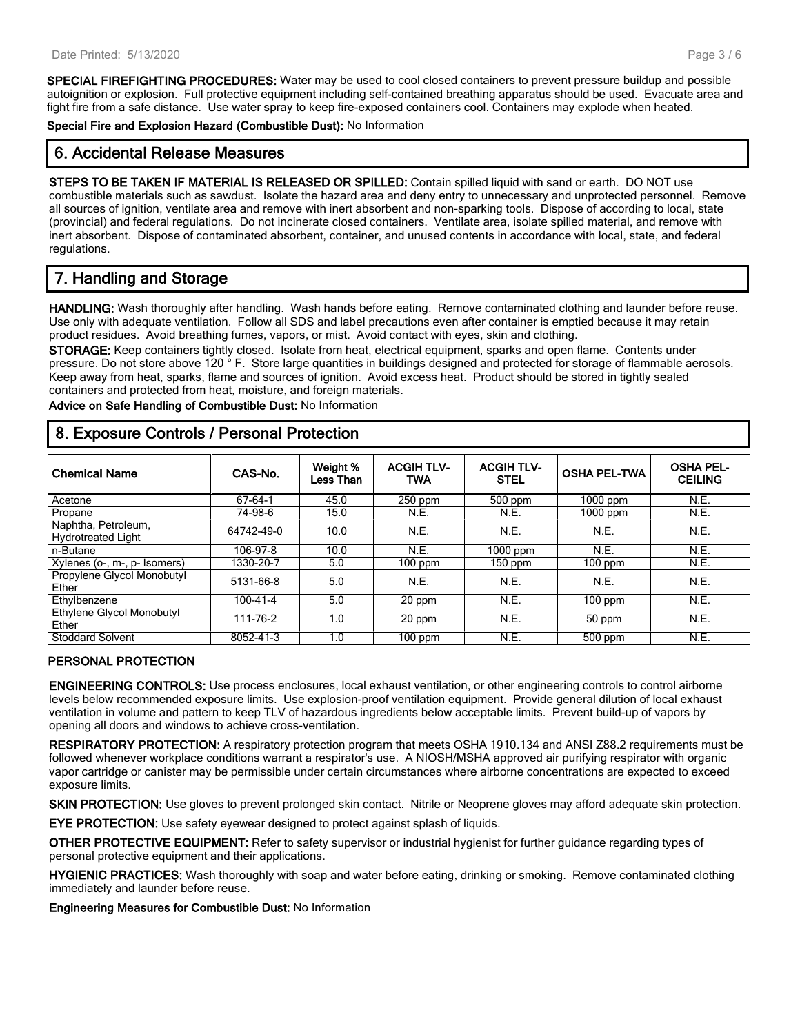**SPECIAL FIREFIGHTING PROCEDURES:** Water may be used to cool closed containers to prevent pressure buildup and possible autoignition or explosion. Full protective equipment including self-contained breathing apparatus should be used. Evacuate area and fight fire from a safe distance. Use water spray to keep fire-exposed containers cool. Containers may explode when heated.

**Special Fire and Explosion Hazard (Combustible Dust):** No Information

## 6. Accidental Release Measures

**STEPS TO BE TAKEN IF MATERIAL IS RELEASED OR SPILLED:** Contain spilled liquid with sand or earth. DO NOT use combustible materials such as sawdust. Isolate the hazard area and deny entry to unnecessary and unprotected personnel. Remove all sources of ignition, ventilate area and remove with inert absorbent and non-sparking tools. Dispose of according to local, state (provincial) and federal regulations. Do not incinerate closed containers. Ventilate area, isolate spilled material, and remove with inert absorbent. Dispose of contaminated absorbent, container, and unused contents in accordance with local, state, and federal regulations.

## 7. Handling and Storage

**HANDLING:** Wash thoroughly after handling. Wash hands before eating. Remove contaminated clothing and launder before reuse. Use only with adequate ventilation. Follow all SDS and label precautions even after container is emptied because it may retain product residues. Avoid breathing fumes, vapors, or mist. Avoid contact with eyes, skin and clothing.

**STORAGE:** Keep containers tightly closed. Isolate from heat, electrical equipment, sparks and open flame. Contents under pressure. Do not store above 120 ° F. Store large quantities in buildings designed and protected for storage of flammable aerosols. Keep away from heat, sparks, flame and sources of ignition. Avoid excess heat. Product should be stored in tightly sealed containers and protected from heat, moisture, and foreign materials.

**Advice on Safe Handling of Combustible Dust:** No Information

## 8. Exposure Controls / Personal Protection

| Chemical Name | CAS-No. | Weight % Less Than | ACGIH TLV-TWA | ACGIH TLV-STEL | OSHA PEL-TWA | OSHA PEL-CEILING |
|---|---|---|---|---|---|---|
| Acetone | 67-64-1 | 45.0 | 250 ppm | 500 ppm | 1000 ppm | N.E. |
| Propane | 74-98-6 | 15.0 | N.E. | N.E. | 1000 ppm | N.E. |
| Naphtha, Petroleum, Hydrotreated Light | 64742-49-0 | 10.0 | N.E. | N.E. | N.E. | N.E. |
| n-Butane | 106-97-8 | 10.0 | N.E. | 1000 ppm | N.E. | N.E. |
| Xylenes (o-, m-, p- Isomers) | 1330-20-7 | 5.0 | 100 ppm | 150 ppm | 100 ppm | N.E. |
| Propylene Glycol Monobutyl Ether | 5131-66-8 | 5.0 | N.E. | N.E. | N.E. | N.E. |
| Ethylbenzene | 100-41-4 | 5.0 | 20 ppm | N.E. | 100 ppm | N.E. |
| Ethylene Glycol Monobutyl Ether | 111-76-2 | 1.0 | 20 ppm | N.E. | 50 ppm | N.E. |
| Stoddard Solvent | 8052-41-3 | 1.0 | 100 ppm | N.E. | 500 ppm | N.E. |

### PERSONAL PROTECTION

**ENGINEERING CONTROLS:** Use process enclosures, local exhaust ventilation, or other engineering controls to control airborne levels below recommended exposure limits. Use explosion-proof ventilation equipment. Provide general dilution of local exhaust ventilation in volume and pattern to keep TLV of hazardous ingredients below acceptable limits. Prevent build-up of vapors by opening all doors and windows to achieve cross-ventilation.

**RESPIRATORY PROTECTION:** A respiratory protection program that meets OSHA 1910.134 and ANSI Z88.2 requirements must be followed whenever workplace conditions warrant a respirator's use. A NIOSH/MSHA approved air purifying respirator with organic vapor cartridge or canister may be permissible under certain circumstances where airborne concentrations are expected to exceed exposure limits.

**SKIN PROTECTION:** Use gloves to prevent prolonged skin contact. Nitrile or Neoprene gloves may afford adequate skin protection.

**EYE PROTECTION:** Use safety eyewear designed to protect against splash of liquids.

**OTHER PROTECTIVE EQUIPMENT:** Refer to safety supervisor or industrial hygienist for further guidance regarding types of personal protective equipment and their applications.

**HYGIENIC PRACTICES:** Wash thoroughly with soap and water before eating, drinking or smoking. Remove contaminated clothing immediately and launder before reuse.

**Engineering Measures for Combustible Dust:** No Information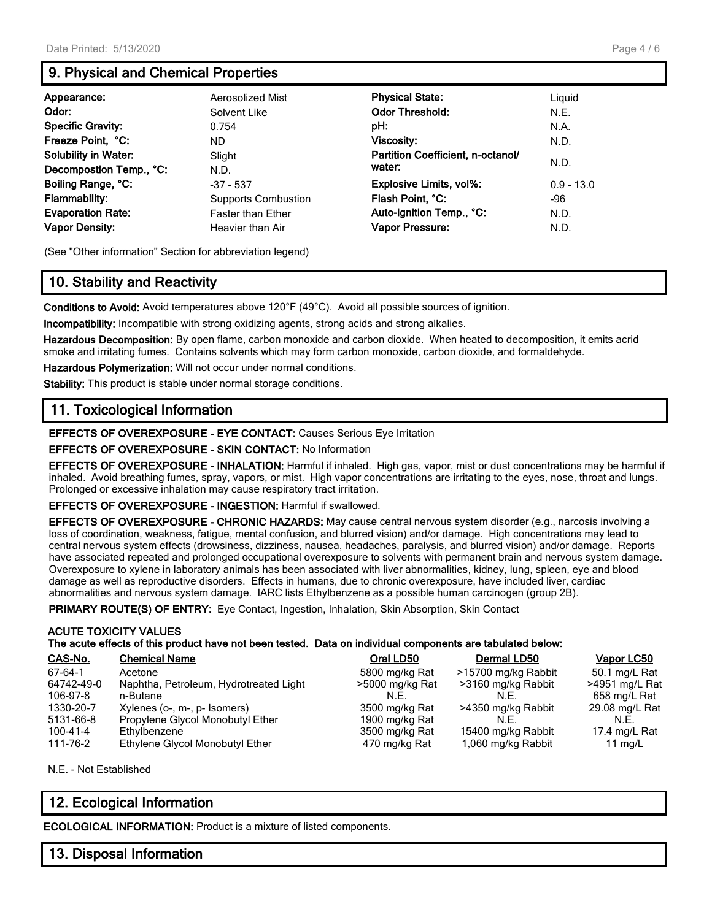## 9. Physical and Chemical Properties

| | | | |
|---|---|---|---|
| **Appearance:** | Aerosolized Mist | **Physical State:** | Liquid |
| **Odor:** | Solvent Like | **Odor Threshold:** | N.E. |
| **Specific Gravity:** | 0.754 | **pH:** | N.A. |
| **Freeze Point, °C:** | ND | **Viscosity:** | N.D. |
| **Solubility in Water:** | Slight | **Partition Coefficient, n-octanol/ water:** | N.D. |
| **Decompostion Temp., °C:** | N.D. | | |
| **Boiling Range, °C:** | -37 - 537 | **Explosive Limits, vol%:** | 0.9 - 13.0 |
| **Flammability:** | Supports Combustion | **Flash Point, °C:** | -96 |
| **Evaporation Rate:** | Faster than Ether | **Auto-ignition Temp., °C:** | N.D. |
| **Vapor Density:** | Heavier than Air | **Vapor Pressure:** | N.D. |

(See "Other information" Section for abbreviation legend)

## 10. Stability and Reactivity

**Conditions to Avoid:** Avoid temperatures above 120°F (49°C). Avoid all possible sources of ignition.

**Incompatibility:** Incompatible with strong oxidizing agents, strong acids and strong alkalies.

**Hazardous Decomposition:** By open flame, carbon monoxide and carbon dioxide. When heated to decomposition, it emits acrid smoke and irritating fumes. Contains solvents which may form carbon monoxide, carbon dioxide, and formaldehyde.

**Hazardous Polymerization:** Will not occur under normal conditions.

**Stability:** This product is stable under normal storage conditions.

## 11. Toxicological Information

**EFFECTS OF OVEREXPOSURE - EYE CONTACT:** Causes Serious Eye Irritation

**EFFECTS OF OVEREXPOSURE - SKIN CONTACT:** No Information

**EFFECTS OF OVEREXPOSURE - INHALATION:** Harmful if inhaled. High gas, vapor, mist or dust concentrations may be harmful if inhaled. Avoid breathing fumes, spray, vapors, or mist. High vapor concentrations are irritating to the eyes, nose, throat and lungs. Prolonged or excessive inhalation may cause respiratory tract irritation.

**EFFECTS OF OVEREXPOSURE - INGESTION:** Harmful if swallowed.

**EFFECTS OF OVEREXPOSURE - CHRONIC HAZARDS:** May cause central nervous system disorder (e.g., narcosis involving a loss of coordination, weakness, fatigue, mental confusion, and blurred vision) and/or damage. High concentrations may lead to central nervous system effects (drowsiness, dizziness, nausea, headaches, paralysis, and blurred vision) and/or damage. Reports have associated repeated and prolonged occupational overexposure to solvents with permanent brain and nervous system damage. Overexposure to xylene in laboratory animals has been associated with liver abnormalities, kidney, lung, spleen, eye and blood damage as well as reproductive disorders. Effects in humans, due to chronic overexposure, have included liver, cardiac abnormalities and nervous system damage. IARC lists Ethylbenzene as a possible human carcinogen (group 2B).

**PRIMARY ROUTE(S) OF ENTRY:** Eye Contact, Ingestion, Inhalation, Skin Absorption, Skin Contact

**ACUTE TOXICITY VALUES**
**The acute effects of this product have not been tested. Data on individual components are tabulated below:**

| CAS-No. | Chemical Name | Oral LD50 | Dermal LD50 | Vapor LC50 |
|---|---|---|---|---|
| 67-64-1 | Acetone | 5800 mg/kg Rat | >15700 mg/kg Rabbit | 50.1 mg/L Rat |
| 64742-49-0 | Naphtha, Petroleum, Hydrotreated Light | >5000 mg/kg Rat | >3160 mg/kg Rabbit | >4951 mg/L Rat |
| 106-97-8 | n-Butane | N.E. | N.E. | 658 mg/L Rat |
| 1330-20-7 | Xylenes (o-, m-, p- Isomers) | 3500 mg/kg Rat | >4350 mg/kg Rabbit | 29.08 mg/L Rat |
| 5131-66-8 | Propylene Glycol Monobutyl Ether | 1900 mg/kg Rat | N.E. | N.E. |
| 100-41-4 | Ethylbenzene | 3500 mg/kg Rat | 15400 mg/kg Rabbit | 17.4 mg/L Rat |
| 111-76-2 | Ethylene Glycol Monobutyl Ether | 470 mg/kg Rat | 1,060 mg/kg Rabbit | 11 mg/L |

N.E. - Not Established

## 12. Ecological Information

**ECOLOGICAL INFORMATION:** Product is a mixture of listed components.

## 13. Disposal Information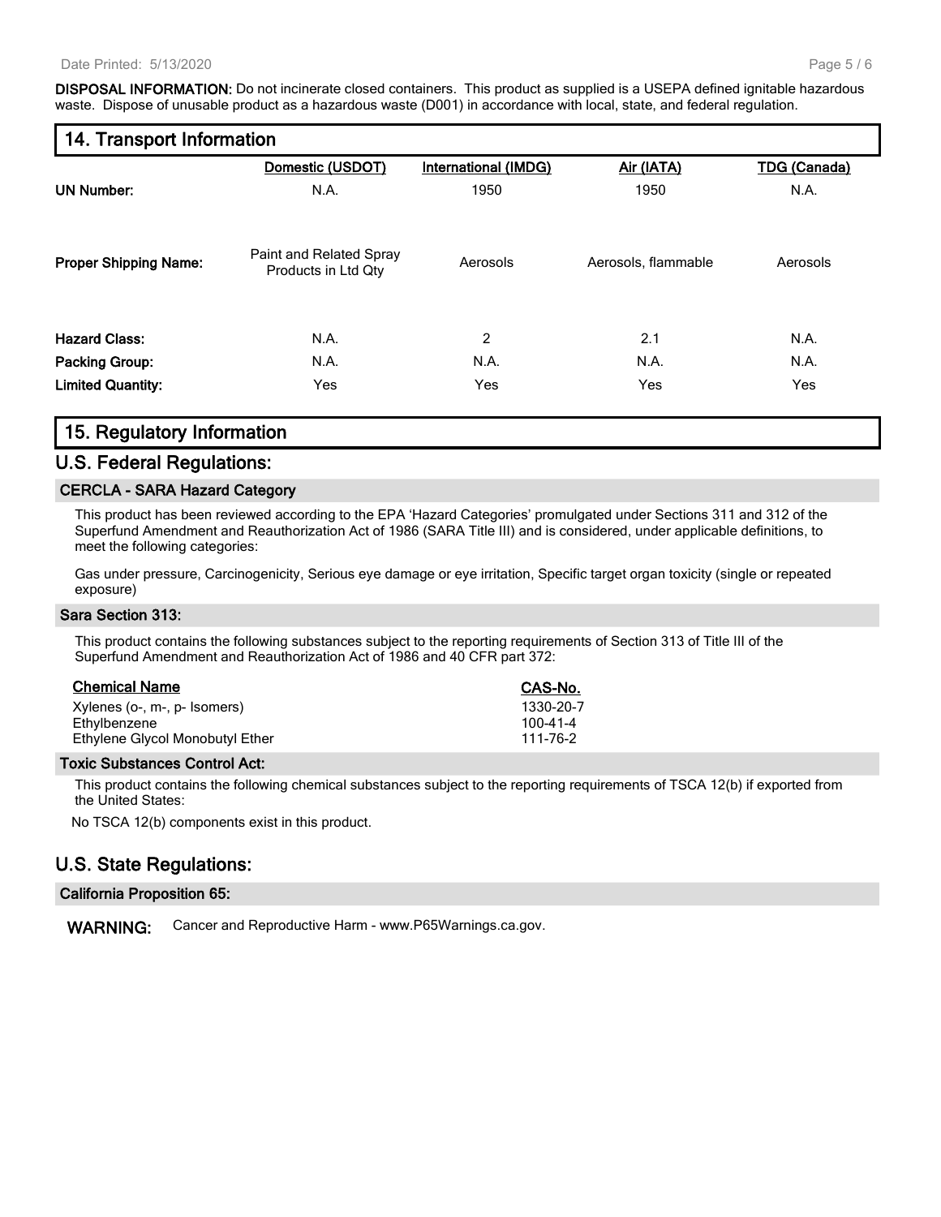**DISPOSAL INFORMATION:** Do not incinerate closed containers. This product as supplied is a USEPA defined ignitable hazardous waste. Dispose of unusable product as a hazardous waste (D001) in accordance with local, state, and federal regulation.

## 14. Transport Information

| | Domestic (USDOT) | International (IMDG) | Air (IATA) | TDG (Canada) |
|---|---|---|---|---|
| **UN Number:** | N.A. | 1950 | 1950 | N.A. |
| **Proper Shipping Name:** | Paint and Related Spray Products in Ltd Qty | Aerosols | Aerosols, flammable | Aerosols |
| **Hazard Class:** | N.A. | 2 | 2.1 | N.A. |
| **Packing Group:** | N.A. | N.A. | N.A. | N.A. |
| **Limited Quantity:** | Yes | Yes | Yes | Yes |

## 15. Regulatory Information

## U.S. Federal Regulations:

### CERCLA - SARA Hazard Category

This product has been reviewed according to the EPA 'Hazard Categories' promulgated under Sections 311 and 312 of the Superfund Amendment and Reauthorization Act of 1986 (SARA Title III) and is considered, under applicable definitions, to meet the following categories:

Gas under pressure, Carcinogenicity, Serious eye damage or eye irritation, Specific target organ toxicity (single or repeated exposure)

### Sara Section 313:

This product contains the following substances subject to the reporting requirements of Section 313 of Title III of the Superfund Amendment and Reauthorization Act of 1986 and 40 CFR part 372:

| Chemical Name | CAS-No. |
|---|---|
| Xylenes (o-, m-, p- Isomers) | 1330-20-7 |
| Ethylbenzene | 100-41-4 |
| Ethylene Glycol Monobutyl Ether | 111-76-2 |

### Toxic Substances Control Act:

This product contains the following chemical substances subject to the reporting requirements of TSCA 12(b) if exported from the United States:

No TSCA 12(b) components exist in this product.

## U.S. State Regulations:

### California Proposition 65:

**WARNING:** Cancer and Reproductive Harm - www.P65Warnings.ca.gov.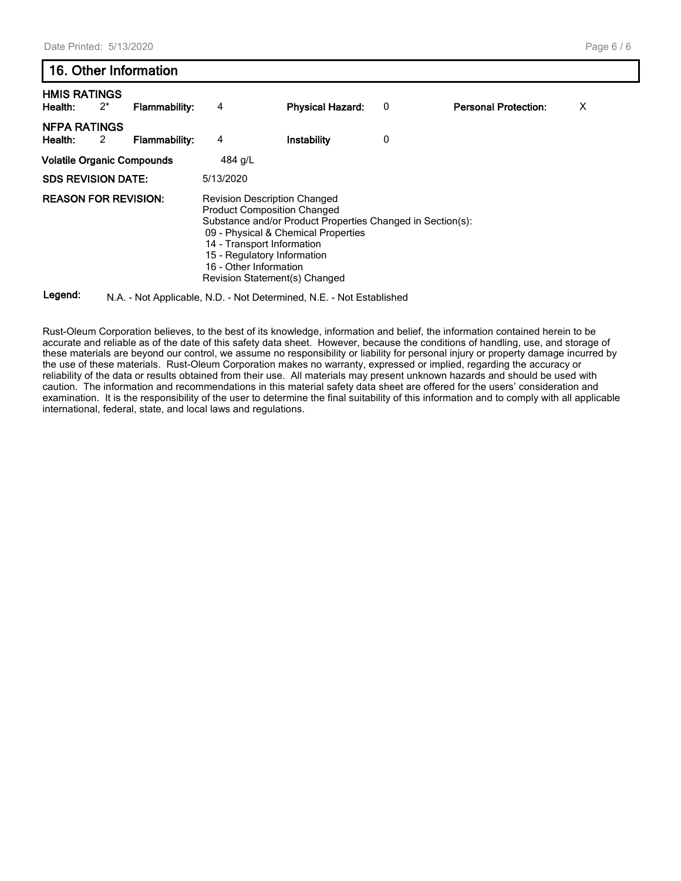## 16. Other Information

**HMIS RATINGS**

| | | | | | | | |
|---|---|---|---|---|---|---|---|
| **Health:** | 2* | **Flammability:** | 4 | **Physical Hazard:** | 0 | **Personal Protection:** | X |

**NFPA RATINGS**

| | | | | | |
|---|---|---|---|---|---|
| **Health:** | 2 | **Flammability:** | 4 | **Instability** | 0 |

**Volatile Organic Compounds** 484 g/L

**SDS REVISION DATE:** 5/13/2020

**REASON FOR REVISION:**
Revision Description Changed
Product Composition Changed
Substance and/or Product Properties Changed in Section(s):
09 - Physical & Chemical Properties
14 - Transport Information
15 - Regulatory Information
16 - Other Information
Revision Statement(s) Changed

**Legend:** N.A. - Not Applicable, N.D. - Not Determined, N.E. - Not Established

Rust-Oleum Corporation believes, to the best of its knowledge, information and belief, the information contained herein to be accurate and reliable as of the date of this safety data sheet. However, because the conditions of handling, use, and storage of these materials are beyond our control, we assume no responsibility or liability for personal injury or property damage incurred by the use of these materials. Rust-Oleum Corporation makes no warranty, expressed or implied, regarding the accuracy or reliability of the data or results obtained from their use. All materials may present unknown hazards and should be used with caution. The information and recommendations in this material safety data sheet are offered for the users' consideration and examination. It is the responsibility of the user to determine the final suitability of this information and to comply with all applicable international, federal, state, and local laws and regulations.